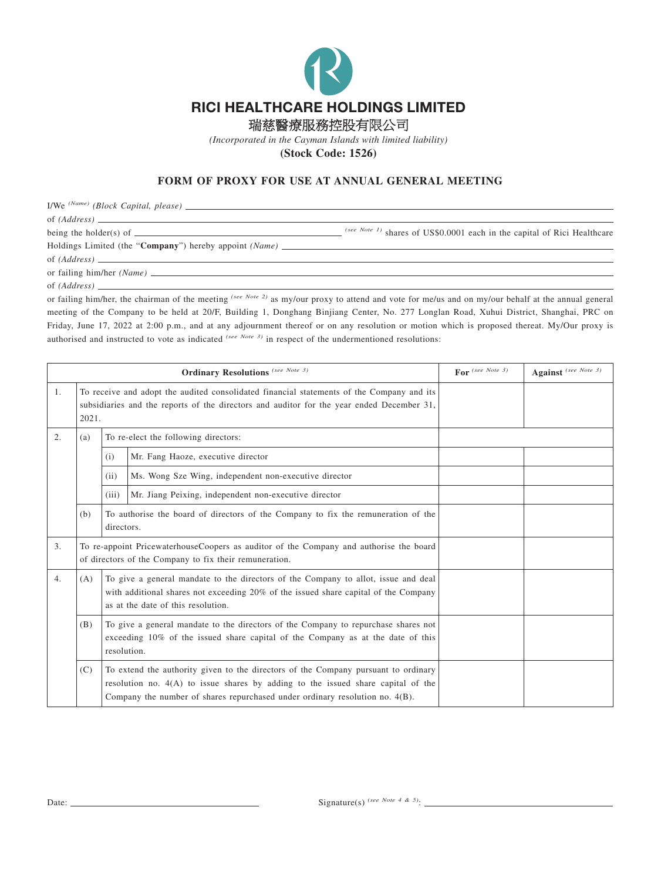# RICI HEALTHCARE HOLDINGS LIMITED

## 瑞慈醫療服務控股有限公司

*(Incorporated in the Cayman Islands with limited liability)*

**(Stock Code: 1526)**

## FORM OF PROXY FOR USE AT ANNUAL GENERAL MEETING

I/We *(Name) (Block Capital, please)* ______________________________

of *(Address)* ______________________________

being the holder(s) of ______________ *(see Note 1)* shares of US$0.0001 each in the capital of Rici Healthcare Holdings Limited (the "**Company**") hereby appoint *(Name)* ______________________________

of *(Address)* ______________________________

or failing him/her *(Name)* ______________________________

of *(Address)* ______________________________

or failing him/her, the chairman of the meeting *(see Note 2)* as my/our proxy to attend and vote for me/us and on my/our behalf at the annual general meeting of the Company to be held at 20/F, Building 1, Donghang Binjiang Center, No. 277 Longlan Road, Xuhui District, Shanghai, PRC on Friday, June 17, 2022 at 2:00 p.m., and at any adjournment thereof or on any resolution or motion which is proposed thereat. My/Our proxy is authorised and instructed to vote as indicated *(see Note 3)* in respect of the undermentioned resolutions:

| | | | | **Ordinary Resolutions** *(see Note 3)* | **For** *(see Note 3)* | **Against** *(see Note 3)* |
|---|---|---|---|---|---|---|
| 1. | To receive and adopt the audited consolidated financial statements of the Company and its subsidiaries and the reports of the directors and auditor for the year ended December 31, 2021. | | | | | |
| 2. | (a) | To re-elect the following directors: | | | | |
| | | (i) | Mr. Fang Haoze, executive director | | | |
| | | (ii) | Ms. Wong Sze Wing, independent non-executive director | | | |
| | | (iii) | Mr. Jiang Peixing, independent non-executive director | | | |
| | (b) | To authorise the board of directors of the Company to fix the remuneration of the directors. | | | | |
| 3. | To re-appoint PricewaterhouseCoopers as auditor of the Company and authorise the board of directors of the Company to fix their remuneration. | | | | | |
| 4. | (A) | To give a general mandate to the directors of the Company to allot, issue and deal with additional shares not exceeding 20% of the issued share capital of the Company as at the date of this resolution. | | | | |
| | (B) | To give a general mandate to the directors of the Company to repurchase shares not exceeding 10% of the issued share capital of the Company as at the date of this resolution. | | | | |
| | (C) | To extend the authority given to the directors of the Company pursuant to ordinary resolution no. 4(A) to issue shares by adding to the issued share capital of the Company the number of shares repurchased under ordinary resolution no. 4(B). | | | | |

Date: ______________________________ Signature(s) *(see Note 4 & 5)*: ______________________________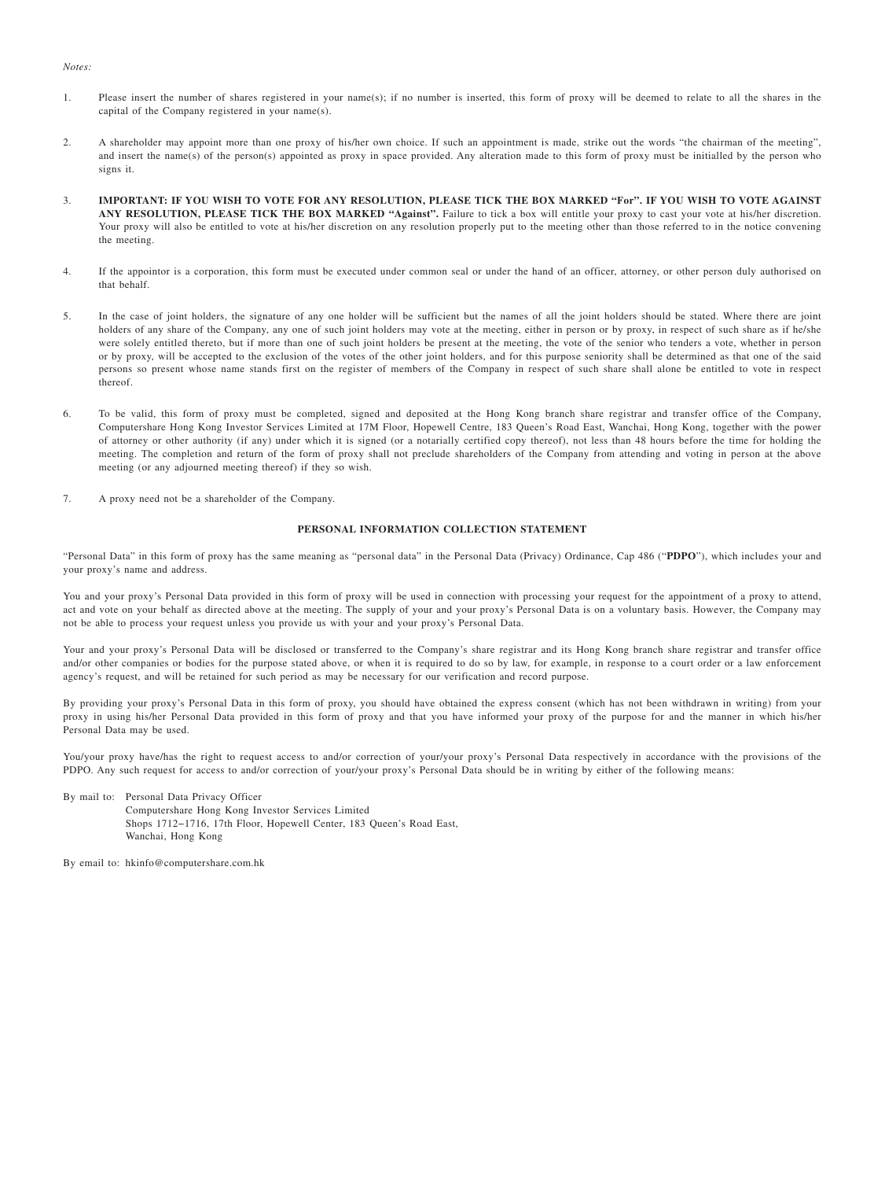*Notes:*

1. Please insert the number of shares registered in your name(s); if no number is inserted, this form of proxy will be deemed to relate to all the shares in the capital of the Company registered in your name(s).

2. A shareholder may appoint more than one proxy of his/her own choice. If such an appointment is made, strike out the words "the chairman of the meeting", and insert the name(s) of the person(s) appointed as proxy in space provided. Any alteration made to this form of proxy must be initialled by the person who signs it.

3. **IMPORTANT: IF YOU WISH TO VOTE FOR ANY RESOLUTION, PLEASE TICK THE BOX MARKED "For". IF YOU WISH TO VOTE AGAINST ANY RESOLUTION, PLEASE TICK THE BOX MARKED "Against".** Failure to tick a box will entitle your proxy to cast your vote at his/her discretion. Your proxy will also be entitled to vote at his/her discretion on any resolution properly put to the meeting other than those referred to in the notice convening the meeting.

4. If the appointor is a corporation, this form must be executed under common seal or under the hand of an officer, attorney, or other person duly authorised on that behalf.

5. In the case of joint holders, the signature of any one holder will be sufficient but the names of all the joint holders should be stated. Where there are joint holders of any share of the Company, any one of such joint holders may vote at the meeting, either in person or by proxy, in respect of such share as if he/she were solely entitled thereto, but if more than one of such joint holders be present at the meeting, the vote of the senior who tenders a vote, whether in person or by proxy, will be accepted to the exclusion of the votes of the other joint holders, and for this purpose seniority shall be determined as that one of the said persons so present whose name stands first on the register of members of the Company in respect of such share shall alone be entitled to vote in respect thereof.

6. To be valid, this form of proxy must be completed, signed and deposited at the Hong Kong branch share registrar and transfer office of the Company, Computershare Hong Kong Investor Services Limited at 17M Floor, Hopewell Centre, 183 Queen's Road East, Wanchai, Hong Kong, together with the power of attorney or other authority (if any) under which it is signed (or a notarially certified copy thereof), not less than 48 hours before the time for holding the meeting. The completion and return of the form of proxy shall not preclude shareholders of the Company from attending and voting in person at the above meeting (or any adjourned meeting thereof) if they so wish.

7. A proxy need not be a shareholder of the Company.

**PERSONAL INFORMATION COLLECTION STATEMENT**

"Personal Data" in this form of proxy has the same meaning as "personal data" in the Personal Data (Privacy) Ordinance, Cap 486 ("**PDPO**"), which includes your and your proxy's name and address.

You and your proxy's Personal Data provided in this form of proxy will be used in connection with processing your request for the appointment of a proxy to attend, act and vote on your behalf as directed above at the meeting. The supply of your and your proxy's Personal Data is on a voluntary basis. However, the Company may not be able to process your request unless you provide us with your and your proxy's Personal Data.

Your and your proxy's Personal Data will be disclosed or transferred to the Company's share registrar and its Hong Kong branch share registrar and transfer office and/or other companies or bodies for the purpose stated above, or when it is required to do so by law, for example, in response to a court order or a law enforcement agency's request, and will be retained for such period as may be necessary for our verification and record purpose.

By providing your proxy's Personal Data in this form of proxy, you should have obtained the express consent (which has not been withdrawn in writing) from your proxy in using his/her Personal Data provided in this form of proxy and that you have informed your proxy of the purpose for and the manner in which his/her Personal Data may be used.

You/your proxy have/has the right to request access to and/or correction of your/your proxy's Personal Data respectively in accordance with the provisions of the PDPO. Any such request for access to and/or correction of your/your proxy's Personal Data should be in writing by either of the following means:

By mail to: Personal Data Privacy Officer
Computershare Hong Kong Investor Services Limited
Shops 1712–1716, 17th Floor, Hopewell Center, 183 Queen's Road East,
Wanchai, Hong Kong

By email to: hkinfo@computershare.com.hk